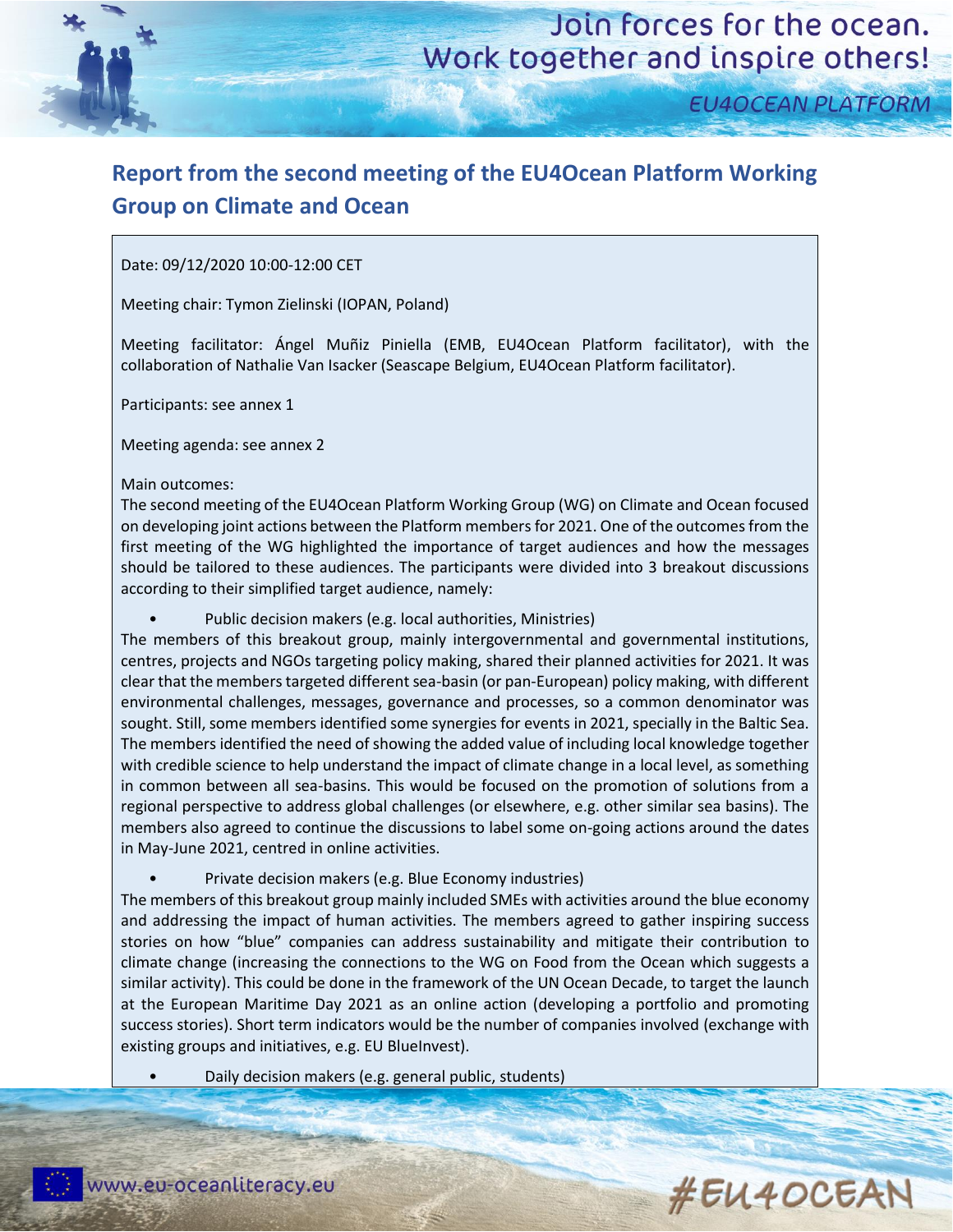# Report from the second meeting of the EU4Ocean Platform Working Group on Climate and Ocean

Date: 09/12/2020 10:00-12:00 CET

Meeting chair: Tymon Zielinski (IOPAN, Poland)

Meeting facilitator: Ángel Muñiz Piniella (EMB, EU4Ocean Platform facilitator), with the collaboration of Nathalie Van Isacker (Seascape Belgium, EU4Ocean Platform facilitator).

Participants: see annex 1

Meeting agenda: see annex 2

Main outcomes:

The second meeting of the EU4Ocean Platform Working Group (WG) on Climate and Ocean focused on developing joint actions between the Platform members for 2021. One of the outcomes from the first meeting of the WG highlighted the importance of target audiences and how the messages should be tailored to these audiences. The participants were divided into 3 breakout discussions according to their simplified target audience, namely:

- Public decision makers (e.g. local authorities, Ministries)

The members of this breakout group, mainly intergovernmental and governmental institutions, centres, projects and NGOs targeting policy making, shared their planned activities for 2021. It was clear that the members targeted different sea-basin (or pan-European) policy making, with different environmental challenges, messages, governance and processes, so a common denominator was sought. Still, some members identified some synergies for events in 2021, specially in the Baltic Sea. The members identified the need of showing the added value of including local knowledge together with credible science to help understand the impact of climate change in a local level, as something in common between all sea-basins. This would be focused on the promotion of solutions from a regional perspective to address global challenges (or elsewhere, e.g. other similar sea basins). The members also agreed to continue the discussions to label some on-going actions around the dates in May-June 2021, centred in online activities.

- Private decision makers (e.g. Blue Economy industries)

The members of this breakout group mainly included SMEs with activities around the blue economy and addressing the impact of human activities. The members agreed to gather inspiring success stories on how "blue" companies can address sustainability and mitigate their contribution to climate change (increasing the connections to the WG on Food from the Ocean which suggests a similar activity). This could be done in the framework of the UN Ocean Decade, to target the launch at the European Maritime Day 2021 as an online action (developing a portfolio and promoting success stories). Short term indicators would be the number of companies involved (exchange with existing groups and initiatives, e.g. EU BlueInvest).

- Daily decision makers (e.g. general public, students)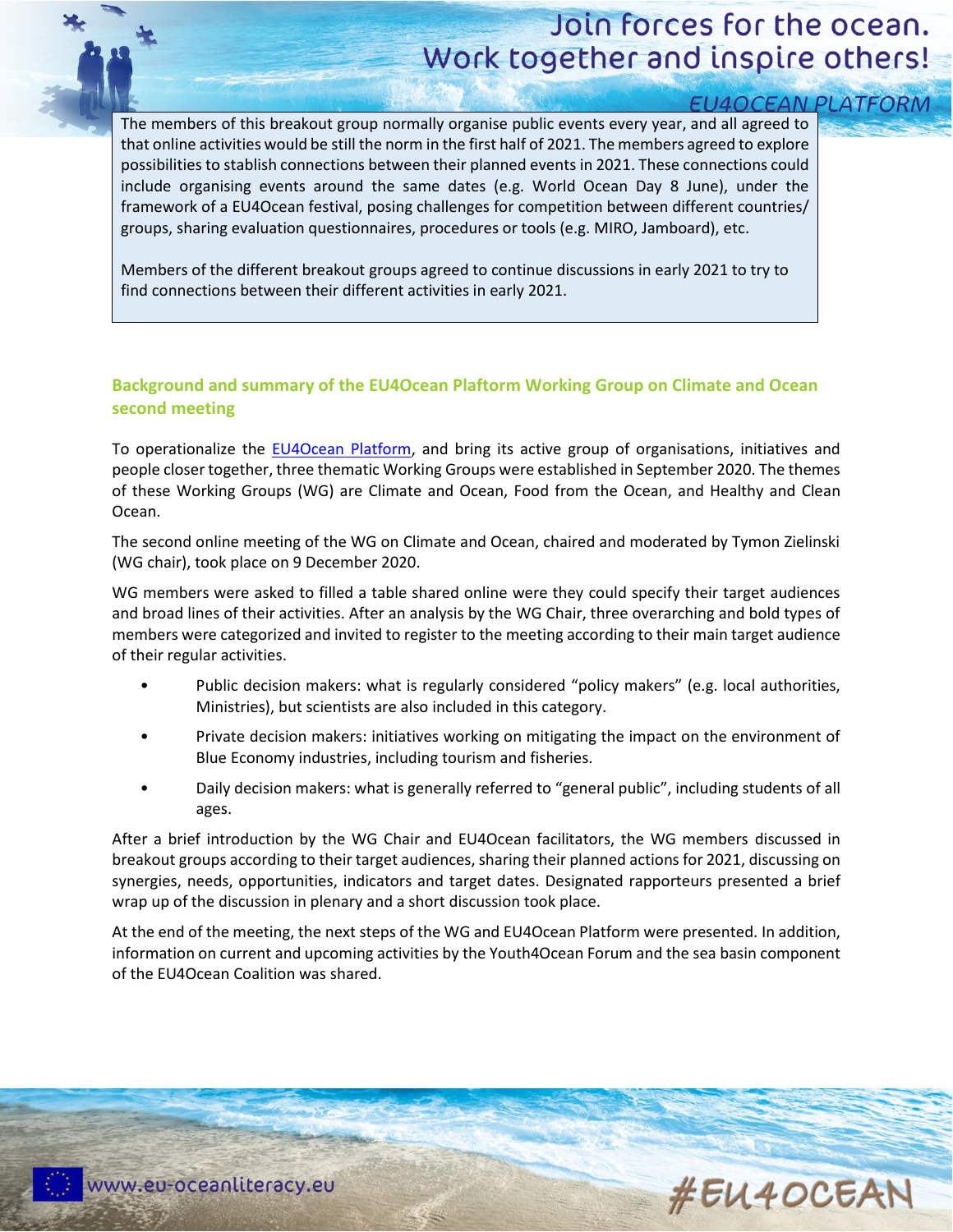The members of this breakout group normally organise public events every year, and all agreed to that online activities would be still the norm in the first half of 2021. The members agreed to explore possibilities to stablish connections between their planned events in 2021. These connections could include organising events around the same dates (e.g. World Ocean Day 8 June), under the framework of a EU4Ocean festival, posing challenges for competition between different countries/ groups, sharing evaluation questionnaires, procedures or tools (e.g. MIRO, Jamboard), etc.

Members of the different breakout groups agreed to continue discussions in early 2021 to try to find connections between their different activities in early 2021.

## Background and summary of the EU4Ocean Plaftorm Working Group on Climate and Ocean second meeting

To operationalize the [EU4Ocean Platform](), and bring its active group of organisations, initiatives and people closer together, three thematic Working Groups were established in September 2020. The themes of these Working Groups (WG) are Climate and Ocean, Food from the Ocean, and Healthy and Clean Ocean.

The second online meeting of the WG on Climate and Ocean, chaired and moderated by Tymon Zielinski (WG chair), took place on 9 December 2020.

WG members were asked to filled a table shared online were they could specify their target audiences and broad lines of their activities. After an analysis by the WG Chair, three overarching and bold types of members were categorized and invited to register to the meeting according to their main target audience of their regular activities.

- Public decision makers: what is regularly considered "policy makers" (e.g. local authorities, Ministries), but scientists are also included in this category.
- Private decision makers: initiatives working on mitigating the impact on the environment of Blue Economy industries, including tourism and fisheries.
- Daily decision makers: what is generally referred to "general public", including students of all ages.

After a brief introduction by the WG Chair and EU4Ocean facilitators, the WG members discussed in breakout groups according to their target audiences, sharing their planned actions for 2021, discussing on synergies, needs, opportunities, indicators and target dates. Designated rapporteurs presented a brief wrap up of the discussion in plenary and a short discussion took place.

At the end of the meeting, the next steps of the WG and EU4Ocean Platform were presented. In addition, information on current and upcoming activities by the Youth4Ocean Forum and the sea basin component of the EU4Ocean Coalition was shared.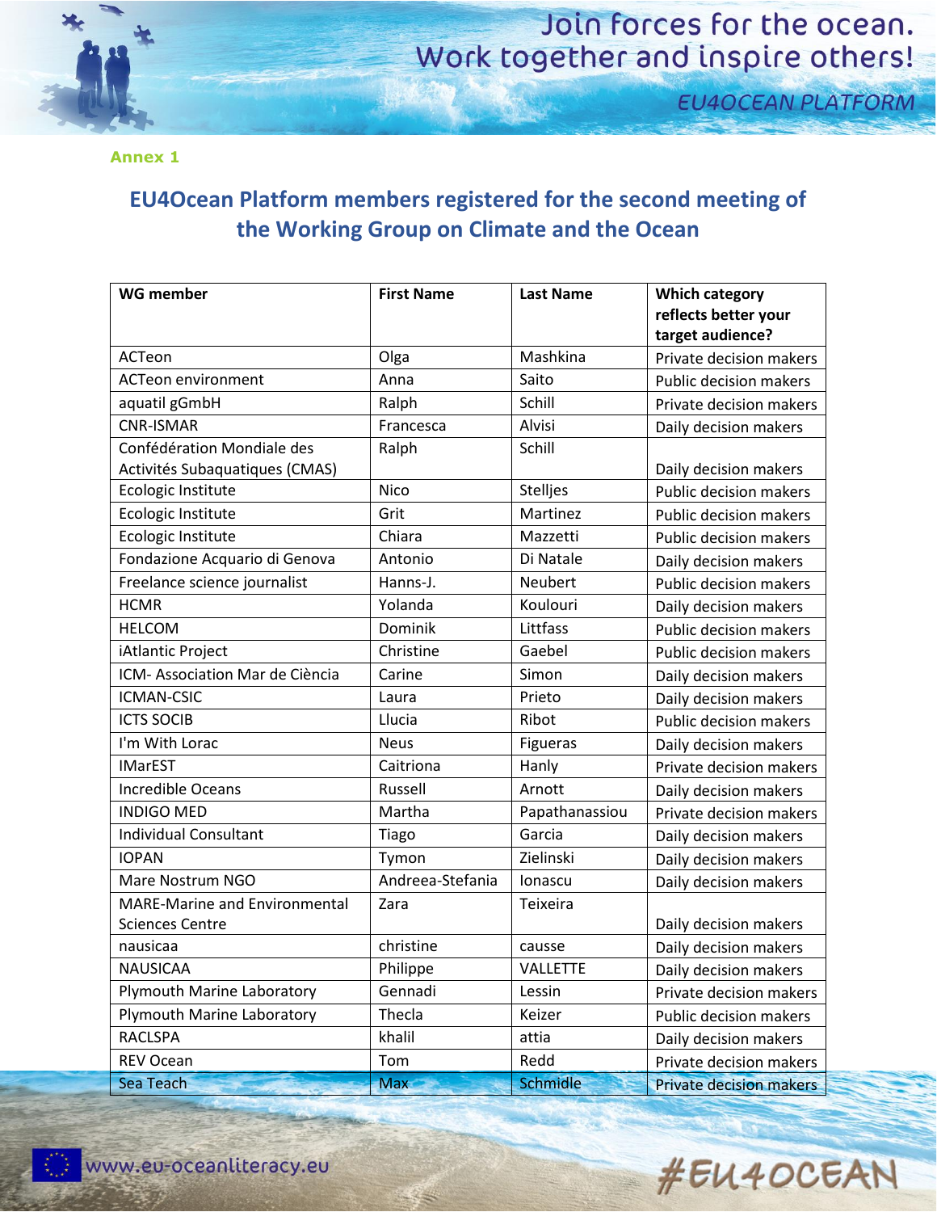Annex 1

## EU4Ocean Platform members registered for the second meeting of the Working Group on Climate and the Ocean

| WG member | First Name | Last Name | Which category reflects better your target audience? |
|---|---|---|---|
| ACTeon | Olga | Mashkina | Private decision makers |
| ACTeon environment | Anna | Saito | Public decision makers |
| aquatil gGmbH | Ralph | Schill | Private decision makers |
| CNR-ISMAR | Francesca | Alvisi | Daily decision makers |
| Confédération Mondiale des Activités Subaquatiques (CMAS) | Ralph | Schill | Daily decision makers |
| Ecologic Institute | Nico | Stelljes | Public decision makers |
| Ecologic Institute | Grit | Martinez | Public decision makers |
| Ecologic Institute | Chiara | Mazzetti | Public decision makers |
| Fondazione Acquario di Genova | Antonio | Di Natale | Daily decision makers |
| Freelance science journalist | Hanns-J. | Neubert | Public decision makers |
| HCMR | Yolanda | Koulouri | Daily decision makers |
| HELCOM | Dominik | Littfass | Public decision makers |
| iAtlantic Project | Christine | Gaebel | Public decision makers |
| ICM- Association Mar de Ciència | Carine | Simon | Daily decision makers |
| ICMAN-CSIC | Laura | Prieto | Daily decision makers |
| ICTS SOCIB | Llucia | Ribot | Public decision makers |
| I'm With Lorac | Neus | Figueras | Daily decision makers |
| IMarEST | Caitriona | Hanly | Private decision makers |
| Incredible Oceans | Russell | Arnott | Daily decision makers |
| INDIGO MED | Martha | Papathanassiou | Private decision makers |
| Individual Consultant | Tiago | Garcia | Daily decision makers |
| IOPAN | Tymon | Zielinski | Daily decision makers |
| Mare Nostrum NGO | Andreea-Stefania | Ionascu | Daily decision makers |
| MARE-Marine and Environmental Sciences Centre | Zara | Teixeira | Daily decision makers |
| nausicaa | christine | causse | Daily decision makers |
| NAUSICAA | Philippe | VALLETTE | Daily decision makers |
| Plymouth Marine Laboratory | Gennadi | Lessin | Private decision makers |
| Plymouth Marine Laboratory | Thecla | Keizer | Public decision makers |
| RACLSPA | khalil | attia | Daily decision makers |
| REV Ocean | Tom | Redd | Private decision makers |
| Sea Teach | Max | Schmidle | Private decision makers |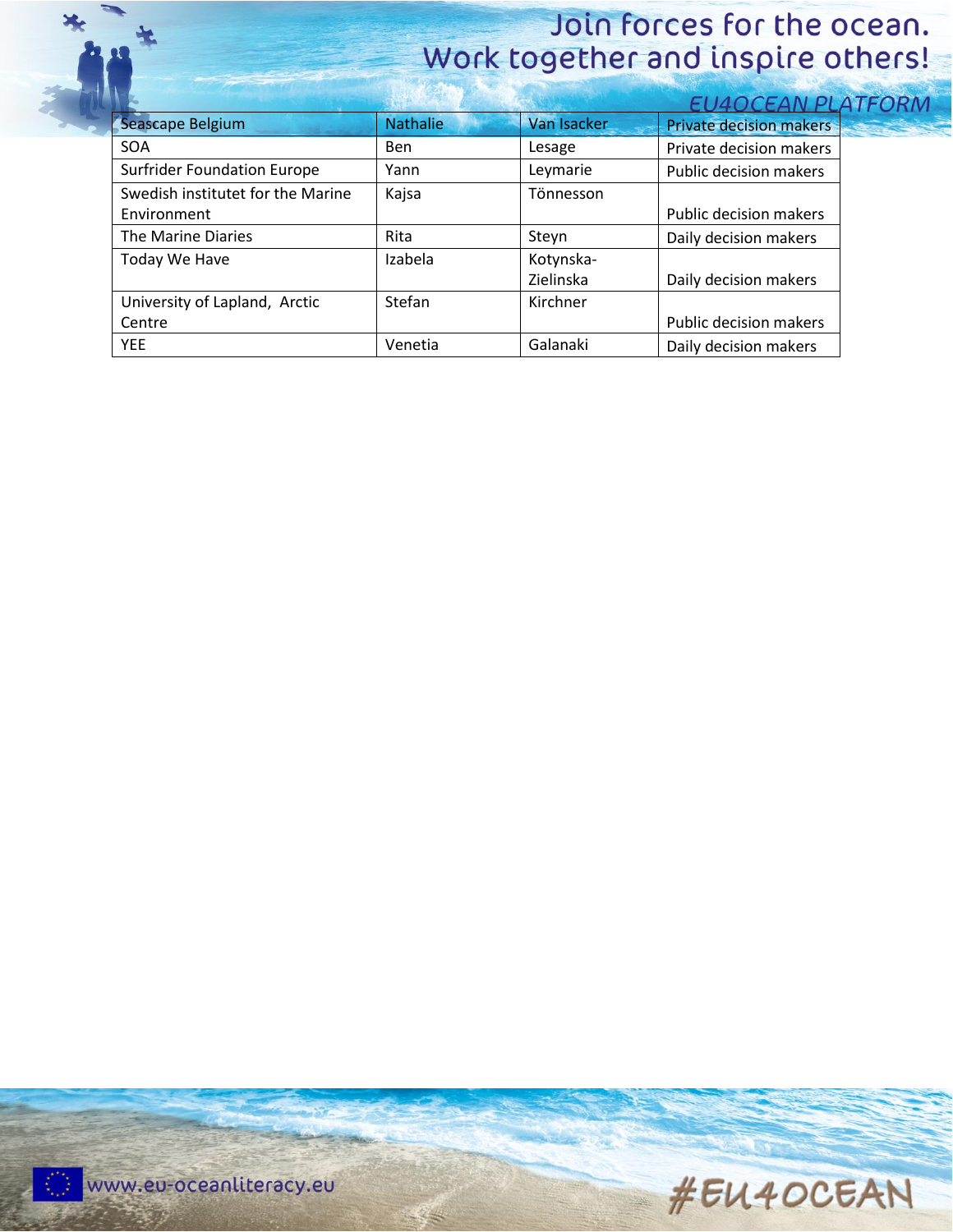| Seascape Belgium | Nathalie | Van Isacker | Private decision makers |
|---|---|---|---|
| SOA | Ben | Lesage | Private decision makers |
| Surfrider Foundation Europe | Yann | Leymarie | Public decision makers |
| Swedish institutet for the Marine Environment | Kajsa | Tönnesson | Public decision makers |
| The Marine Diaries | Rita | Steyn | Daily decision makers |
| Today We Have | Izabela | Kotynska-Zielinska | Daily decision makers |
| University of Lapland, Arctic Centre | Stefan | Kirchner | Public decision makers |
| YEE | Venetia | Galanaki | Daily decision makers |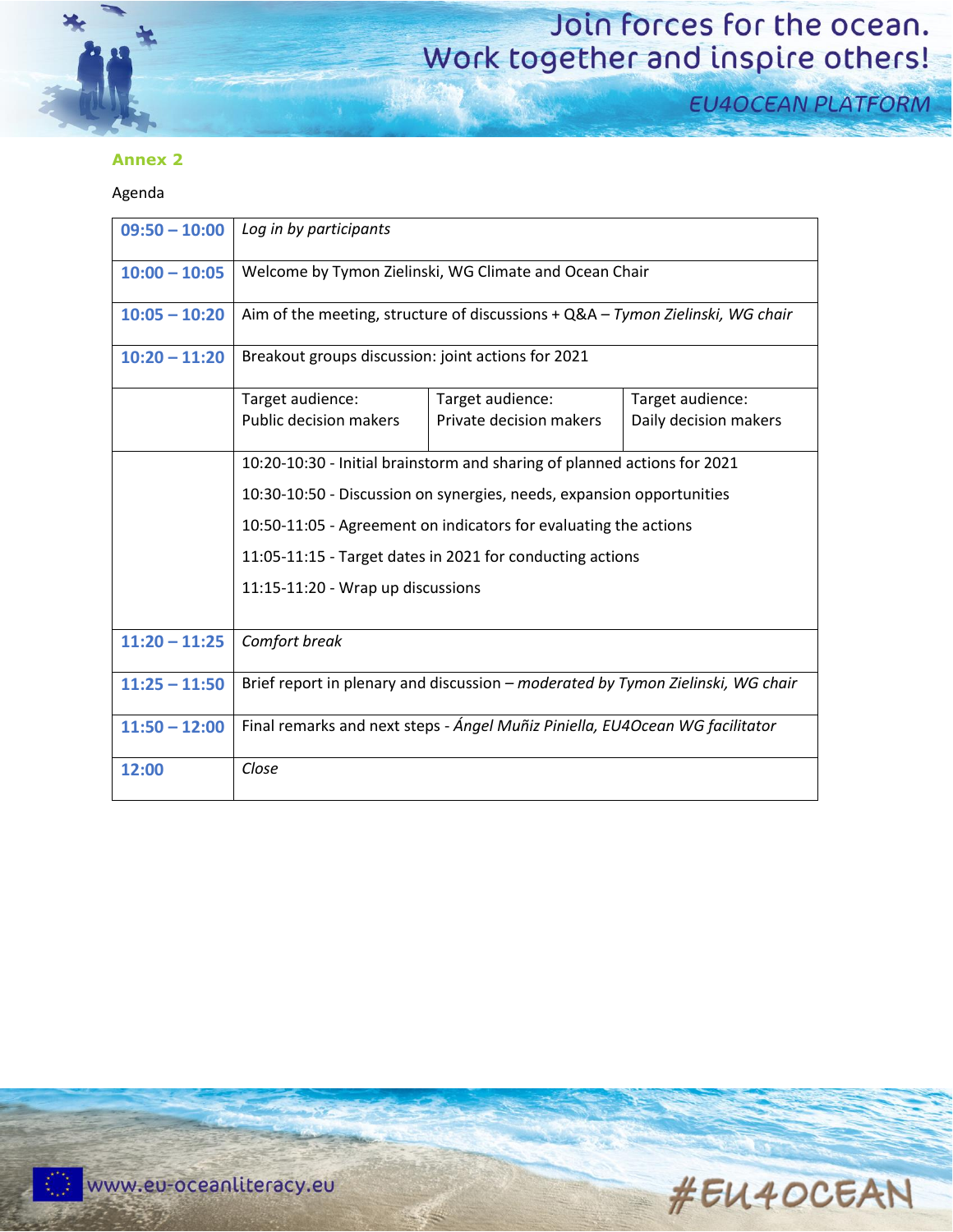**Annex 2**

Agenda

| | | | |
|---|---|---|---|
| **09:50 – 10:00** | *Log in by participants* | | |
| **10:00 – 10:05** | Welcome by Tymon Zielinski, WG Climate and Ocean Chair | | |
| **10:05 – 10:20** | Aim of the meeting, structure of discussions + Q&A – *Tymon Zielinski, WG chair* | | |
| **10:20 – 11:20** | Breakout groups discussion: joint actions for 2021 | | |
| | Target audience: Public decision makers | Target audience: Private decision makers | Target audience: Daily decision makers |
| | 10:20-10:30 - Initial brainstorm and sharing of planned actions for 2021<br>10:30-10:50 - Discussion on synergies, needs, expansion opportunities<br>10:50-11:05 - Agreement on indicators for evaluating the actions<br>11:05-11:15 - Target dates in 2021 for conducting actions<br>11:15-11:20 - Wrap up discussions | | |
| **11:20 – 11:25** | *Comfort break* | | |
| **11:25 – 11:50** | Brief report in plenary and discussion – *moderated by Tymon Zielinski, WG chair* | | |
| **11:50 – 12:00** | Final remarks and next steps - *Ángel Muñiz Piniella, EU4Ocean WG facilitator* | | |
| **12:00** | *Close* | | |